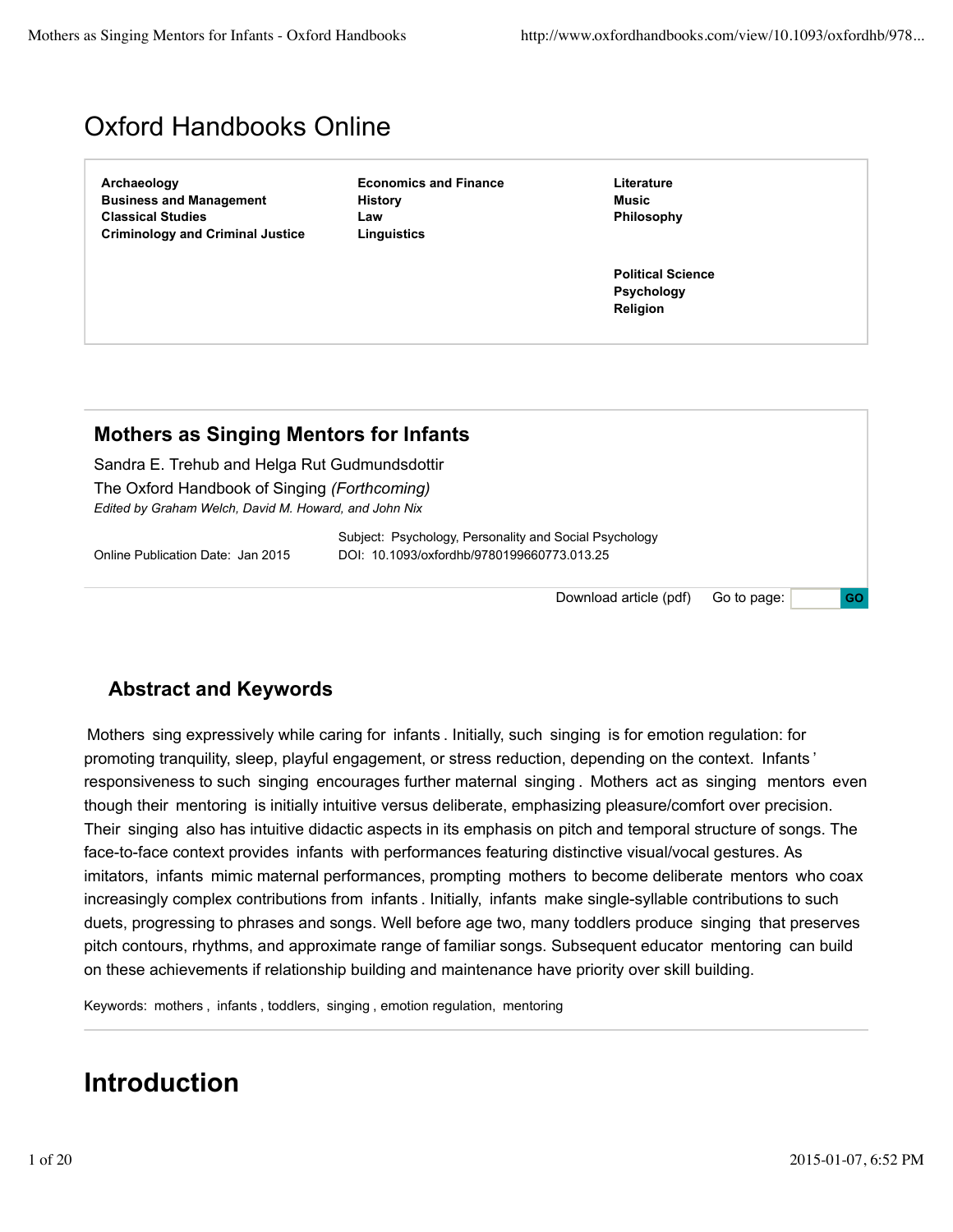# Oxford Handbooks Online

**Archaeology**
**Business and Management**
**Classical Studies**
**Criminology and Criminal Justice**
**Economics and Finance**
**History**
**Law**
**Linguistics**
**Literature**
**Music**
**Philosophy**
**Political Science**
**Psychology**
**Religion**

## Mothers as Singing Mentors for Infants

Sandra E. Trehub and Helga Rut Gudmundsdottir

The Oxford Handbook of Singing *(Forthcoming)*

*Edited by Graham Welch, David M. Howard, and John Nix*

Online Publication Date: Jan 2015

Subject: Psychology, Personality and Social Psychology

DOI: 10.1093/oxfordhb/9780199660773.013.25

### Abstract and Keywords

Mothers sing expressively while caring for infants. Initially, such singing is for emotion regulation: for promoting tranquility, sleep, playful engagement, or stress reduction, depending on the context. Infants' responsiveness to such singing encourages further maternal singing. Mothers act as singing mentors even though their mentoring is initially intuitive versus deliberate, emphasizing pleasure/comfort over precision. Their singing also has intuitive didactic aspects in its emphasis on pitch and temporal structure of songs. The face-to-face context provides infants with performances featuring distinctive visual/vocal gestures. As imitators, infants mimic maternal performances, prompting mothers to become deliberate mentors who coax increasingly complex contributions from infants. Initially, infants make single-syllable contributions to such duets, progressing to phrases and songs. Well before age two, many toddlers produce singing that preserves pitch contours, rhythms, and approximate range of familiar songs. Subsequent educator mentoring can build on these achievements if relationship building and maintenance have priority over skill building.

Keywords: mothers, infants, toddlers, singing, emotion regulation, mentoring

# Introduction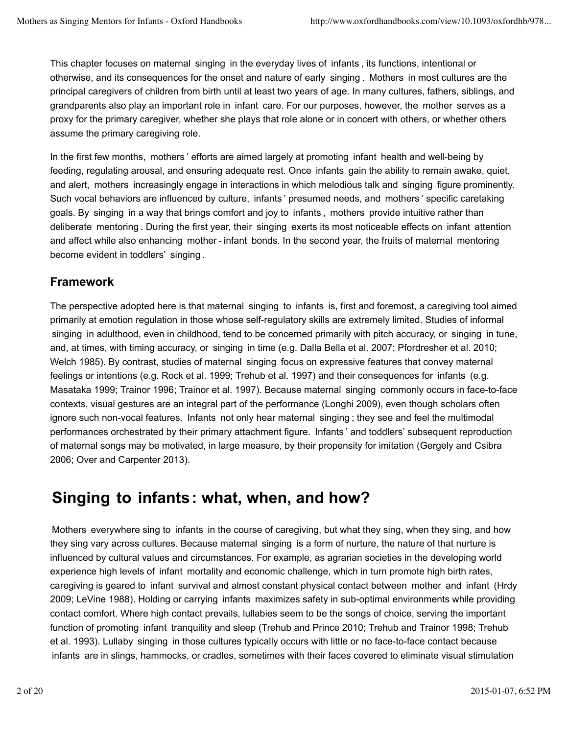This chapter focuses on maternal singing in the everyday lives of infants, its functions, intentional or otherwise, and its consequences for the onset and nature of early singing. Mothers in most cultures are the principal caregivers of children from birth until at least two years of age. In many cultures, fathers, siblings, and grandparents also play an important role in infant care. For our purposes, however, the mother serves as a proxy for the primary caregiver, whether she plays that role alone or in concert with others, or whether others assume the primary caregiving role.

In the first few months, mothers' efforts are aimed largely at promoting infant health and well-being by feeding, regulating arousal, and ensuring adequate rest. Once infants gain the ability to remain awake, quiet, and alert, mothers increasingly engage in interactions in which melodious talk and singing figure prominently. Such vocal behaviors are influenced by culture, infants' presumed needs, and mothers' specific caretaking goals. By singing in a way that brings comfort and joy to infants, mothers provide intuitive rather than deliberate mentoring. During the first year, their singing exerts its most noticeable effects on infant attention and affect while also enhancing mother-infant bonds. In the second year, the fruits of maternal mentoring become evident in toddlers' singing.

### Framework

The perspective adopted here is that maternal singing to infants is, first and foremost, a caregiving tool aimed primarily at emotion regulation in those whose self-regulatory skills are extremely limited. Studies of informal singing in adulthood, even in childhood, tend to be concerned primarily with pitch accuracy, or singing in tune, and, at times, with timing accuracy, or singing in time (e.g. Dalla Bella et al. 2007; Pfordresher et al. 2010; Welch 1985). By contrast, studies of maternal singing focus on expressive features that convey maternal feelings or intentions (e.g. Rock et al. 1999; Trehub et al. 1997) and their consequences for infants (e.g. Masataka 1999; Trainor 1996; Trainor et al. 1997). Because maternal singing commonly occurs in face-to-face contexts, visual gestures are an integral part of the performance (Longhi 2009), even though scholars often ignore such non-vocal features. Infants not only hear maternal singing; they see and feel the multimodal performances orchestrated by their primary attachment figure. Infants' and toddlers' subsequent reproduction of maternal songs may be motivated, in large measure, by their propensity for imitation (Gergely and Csibra 2006; Over and Carpenter 2013).

## Singing to infants: what, when, and how?

Mothers everywhere sing to infants in the course of caregiving, but what they sing, when they sing, and how they sing vary across cultures. Because maternal singing is a form of nurture, the nature of that nurture is influenced by cultural values and circumstances. For example, as agrarian societies in the developing world experience high levels of infant mortality and economic challenge, which in turn promote high birth rates, caregiving is geared to infant survival and almost constant physical contact between mother and infant (Hrdy 2009; LeVine 1988). Holding or carrying infants maximizes safety in sub-optimal environments while providing contact comfort. Where high contact prevails, lullabies seem to be the songs of choice, serving the important function of promoting infant tranquility and sleep (Trehub and Prince 2010; Trehub and Trainor 1998; Trehub et al. 1993). Lullaby singing in those cultures typically occurs with little or no face-to-face contact because infants are in slings, hammocks, or cradles, sometimes with their faces covered to eliminate visual stimulation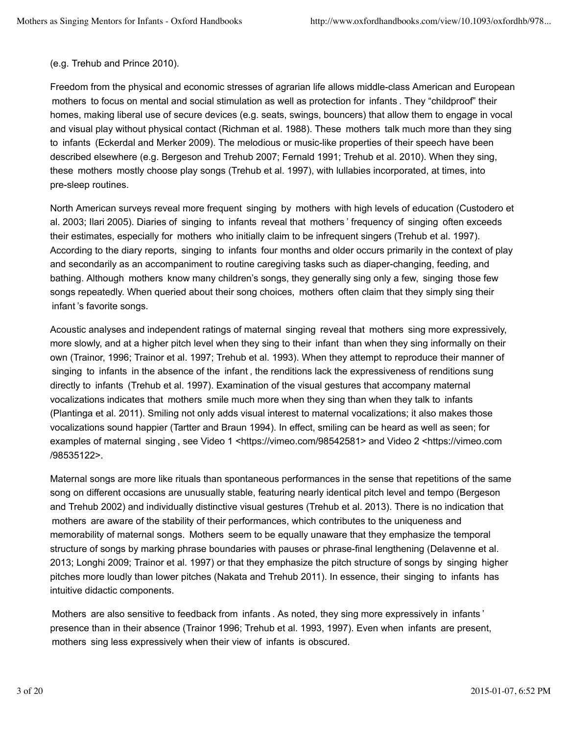(e.g. Trehub and Prince 2010).

Freedom from the physical and economic stresses of agrarian life allows middle-class American and European mothers to focus on mental and social stimulation as well as protection for infants. They "childproof" their homes, making liberal use of secure devices (e.g. seats, swings, bouncers) that allow them to engage in vocal and visual play without physical contact (Richman et al. 1988). These mothers talk much more than they sing to infants (Eckerdal and Merker 2009). The melodious or music-like properties of their speech have been described elsewhere (e.g. Bergeson and Trehub 2007; Fernald 1991; Trehub et al. 2010). When they sing, these mothers mostly choose play songs (Trehub et al. 1997), with lullabies incorporated, at times, into pre-sleep routines.

North American surveys reveal more frequent singing by mothers with high levels of education (Custodero et al. 2003; Ilari 2005). Diaries of singing to infants reveal that mothers' frequency of singing often exceeds their estimates, especially for mothers who initially claim to be infrequent singers (Trehub et al. 1997). According to the diary reports, singing to infants four months and older occurs primarily in the context of play and secondarily as an accompaniment to routine caregiving tasks such as diaper-changing, feeding, and bathing. Although mothers know many children's songs, they generally sing only a few, singing those few songs repeatedly. When queried about their song choices, mothers often claim that they simply sing their infant's favorite songs.

Acoustic analyses and independent ratings of maternal singing reveal that mothers sing more expressively, more slowly, and at a higher pitch level when they sing to their infant than when they sing informally on their own (Trainor, 1996; Trainor et al. 1997; Trehub et al. 1993). When they attempt to reproduce their manner of singing to infants in the absence of the infant, the renditions lack the expressiveness of renditions sung directly to infants (Trehub et al. 1997). Examination of the visual gestures that accompany maternal vocalizations indicates that mothers smile much more when they sing than when they talk to infants (Plantinga et al. 2011). Smiling not only adds visual interest to maternal vocalizations; it also makes those vocalizations sound happier (Tartter and Braun 1994). In effect, smiling can be heard as well as seen; for examples of maternal singing, see Video 1 <https://vimeo.com/98542581> and Video 2 <https://vimeo.com/98535122>.

Maternal songs are more like rituals than spontaneous performances in the sense that repetitions of the same song on different occasions are unusually stable, featuring nearly identical pitch level and tempo (Bergeson and Trehub 2002) and individually distinctive visual gestures (Trehub et al. 2013). There is no indication that mothers are aware of the stability of their performances, which contributes to the uniqueness and memorability of maternal songs. Mothers seem to be equally unaware that they emphasize the temporal structure of songs by marking phrase boundaries with pauses or phrase-final lengthening (Delavenne et al. 2013; Longhi 2009; Trainor et al. 1997) or that they emphasize the pitch structure of songs by singing higher pitches more loudly than lower pitches (Nakata and Trehub 2011). In essence, their singing to infants has intuitive didactic components.

Mothers are also sensitive to feedback from infants. As noted, they sing more expressively in infants' presence than in their absence (Trainor 1996; Trehub et al. 1993, 1997). Even when infants are present, mothers sing less expressively when their view of infants is obscured.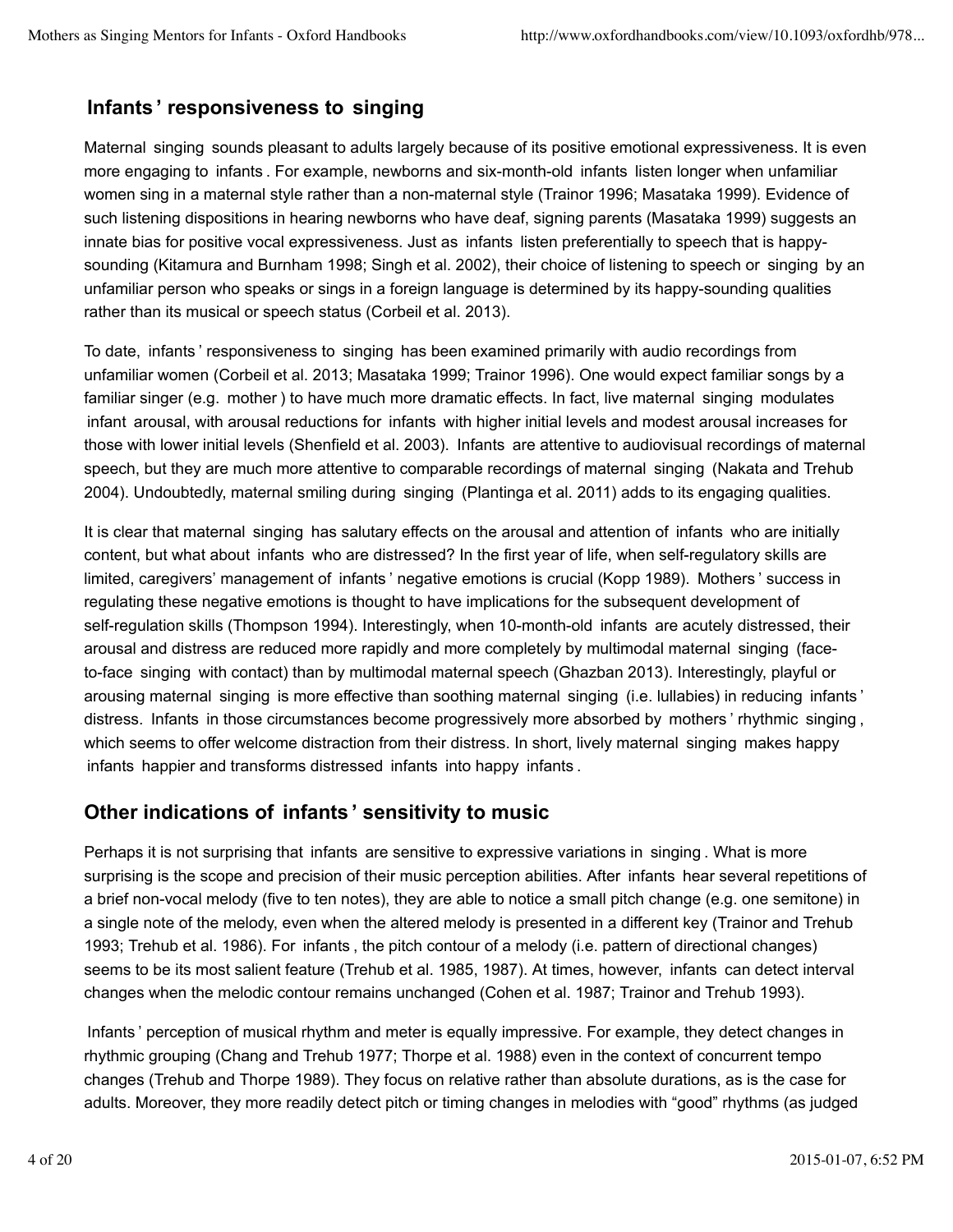## Infants' responsiveness to singing

Maternal singing sounds pleasant to adults largely because of its positive emotional expressiveness. It is even more engaging to infants. For example, newborns and six-month-old infants listen longer when unfamiliar women sing in a maternal style rather than a non-maternal style (Trainor 1996; Masataka 1999). Evidence of such listening dispositions in hearing newborns who have deaf, signing parents (Masataka 1999) suggests an innate bias for positive vocal expressiveness. Just as infants listen preferentially to speech that is happy-sounding (Kitamura and Burnham 1998; Singh et al. 2002), their choice of listening to speech or singing by an unfamiliar person who speaks or sings in a foreign language is determined by its happy-sounding qualities rather than its musical or speech status (Corbeil et al. 2013).

To date, infants' responsiveness to singing has been examined primarily with audio recordings from unfamiliar women (Corbeil et al. 2013; Masataka 1999; Trainor 1996). One would expect familiar songs by a familiar singer (e.g. mother) to have much more dramatic effects. In fact, live maternal singing modulates infant arousal, with arousal reductions for infants with higher initial levels and modest arousal increases for those with lower initial levels (Shenfield et al. 2003). Infants are attentive to audiovisual recordings of maternal speech, but they are much more attentive to comparable recordings of maternal singing (Nakata and Trehub 2004). Undoubtedly, maternal smiling during singing (Plantinga et al. 2011) adds to its engaging qualities.

It is clear that maternal singing has salutary effects on the arousal and attention of infants who are initially content, but what about infants who are distressed? In the first year of life, when self-regulatory skills are limited, caregivers' management of infants' negative emotions is crucial (Kopp 1989). Mothers' success in regulating these negative emotions is thought to have implications for the subsequent development of self-regulation skills (Thompson 1994). Interestingly, when 10-month-old infants are acutely distressed, their arousal and distress are reduced more rapidly and more completely by multimodal maternal singing (face-to-face singing with contact) than by multimodal maternal speech (Ghazban 2013). Interestingly, playful or arousing maternal singing is more effective than soothing maternal singing (i.e. lullabies) in reducing infants' distress. Infants in those circumstances become progressively more absorbed by mothers' rhythmic singing, which seems to offer welcome distraction from their distress. In short, lively maternal singing makes happy infants happier and transforms distressed infants into happy infants.

## Other indications of infants' sensitivity to music

Perhaps it is not surprising that infants are sensitive to expressive variations in singing. What is more surprising is the scope and precision of their music perception abilities. After infants hear several repetitions of a brief non-vocal melody (five to ten notes), they are able to notice a small pitch change (e.g. one semitone) in a single note of the melody, even when the altered melody is presented in a different key (Trainor and Trehub 1993; Trehub et al. 1986). For infants, the pitch contour of a melody (i.e. pattern of directional changes) seems to be its most salient feature (Trehub et al. 1985, 1987). At times, however, infants can detect interval changes when the melodic contour remains unchanged (Cohen et al. 1987; Trainor and Trehub 1993).

Infants' perception of musical rhythm and meter is equally impressive. For example, they detect changes in rhythmic grouping (Chang and Trehub 1977; Thorpe et al. 1988) even in the context of concurrent tempo changes (Trehub and Thorpe 1989). They focus on relative rather than absolute durations, as is the case for adults. Moreover, they more readily detect pitch or timing changes in melodies with "good" rhythms (as judged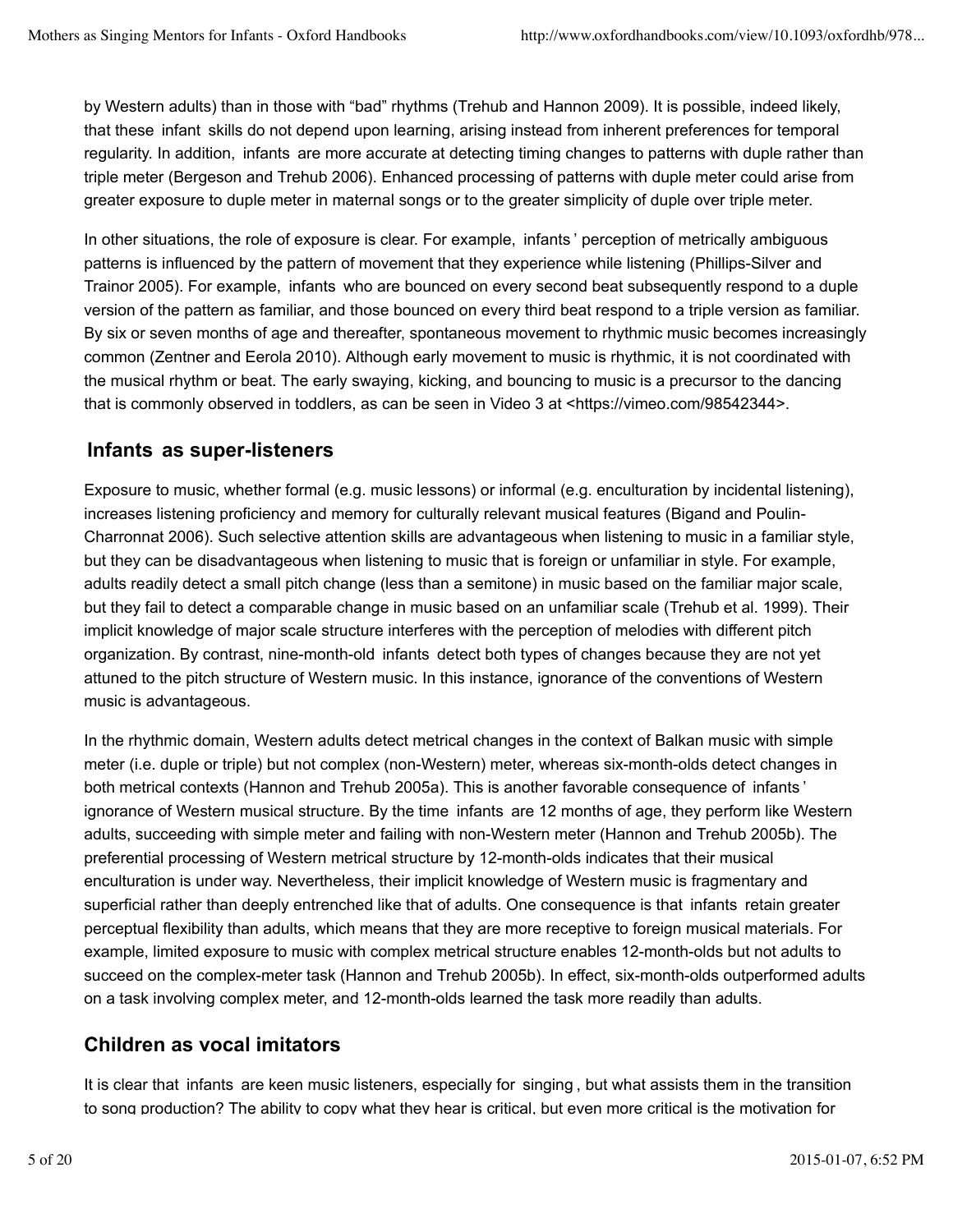by Western adults) than in those with "bad" rhythms (Trehub and Hannon 2009). It is possible, indeed likely, that these infant skills do not depend upon learning, arising instead from inherent preferences for temporal regularity. In addition, infants are more accurate at detecting timing changes to patterns with duple rather than triple meter (Bergeson and Trehub 2006). Enhanced processing of patterns with duple meter could arise from greater exposure to duple meter in maternal songs or to the greater simplicity of duple over triple meter.

In other situations, the role of exposure is clear. For example, infants' perception of metrically ambiguous patterns is influenced by the pattern of movement that they experience while listening (Phillips-Silver and Trainor 2005). For example, infants who are bounced on every second beat subsequently respond to a duple version of the pattern as familiar, and those bounced on every third beat respond to a triple version as familiar. By six or seven months of age and thereafter, spontaneous movement to rhythmic music becomes increasingly common (Zentner and Eerola 2010). Although early movement to music is rhythmic, it is not coordinated with the musical rhythm or beat. The early swaying, kicking, and bouncing to music is a precursor to the dancing that is commonly observed in toddlers, as can be seen in Video 3 at <https://vimeo.com/98542344>.

## Infants as super-listeners

Exposure to music, whether formal (e.g. music lessons) or informal (e.g. enculturation by incidental listening), increases listening proficiency and memory for culturally relevant musical features (Bigand and Poulin-Charronnat 2006). Such selective attention skills are advantageous when listening to music in a familiar style, but they can be disadvantageous when listening to music that is foreign or unfamiliar in style. For example, adults readily detect a small pitch change (less than a semitone) in music based on the familiar major scale, but they fail to detect a comparable change in music based on an unfamiliar scale (Trehub et al. 1999). Their implicit knowledge of major scale structure interferes with the perception of melodies with different pitch organization. By contrast, nine-month-old infants detect both types of changes because they are not yet attuned to the pitch structure of Western music. In this instance, ignorance of the conventions of Western music is advantageous.

In the rhythmic domain, Western adults detect metrical changes in the context of Balkan music with simple meter (i.e. duple or triple) but not complex (non-Western) meter, whereas six-month-olds detect changes in both metrical contexts (Hannon and Trehub 2005a). This is another favorable consequence of infants' ignorance of Western musical structure. By the time infants are 12 months of age, they perform like Western adults, succeeding with simple meter and failing with non-Western meter (Hannon and Trehub 2005b). The preferential processing of Western metrical structure by 12-month-olds indicates that their musical enculturation is under way. Nevertheless, their implicit knowledge of Western music is fragmentary and superficial rather than deeply entrenched like that of adults. One consequence is that infants retain greater perceptual flexibility than adults, which means that they are more receptive to foreign musical materials. For example, limited exposure to music with complex metrical structure enables 12-month-olds but not adults to succeed on the complex-meter task (Hannon and Trehub 2005b). In effect, six-month-olds outperformed adults on a task involving complex meter, and 12-month-olds learned the task more readily than adults.

## Children as vocal imitators

It is clear that infants are keen music listeners, especially for singing, but what assists them in the transition to song production? The ability to copy what they hear is critical, but even more critical is the motivation for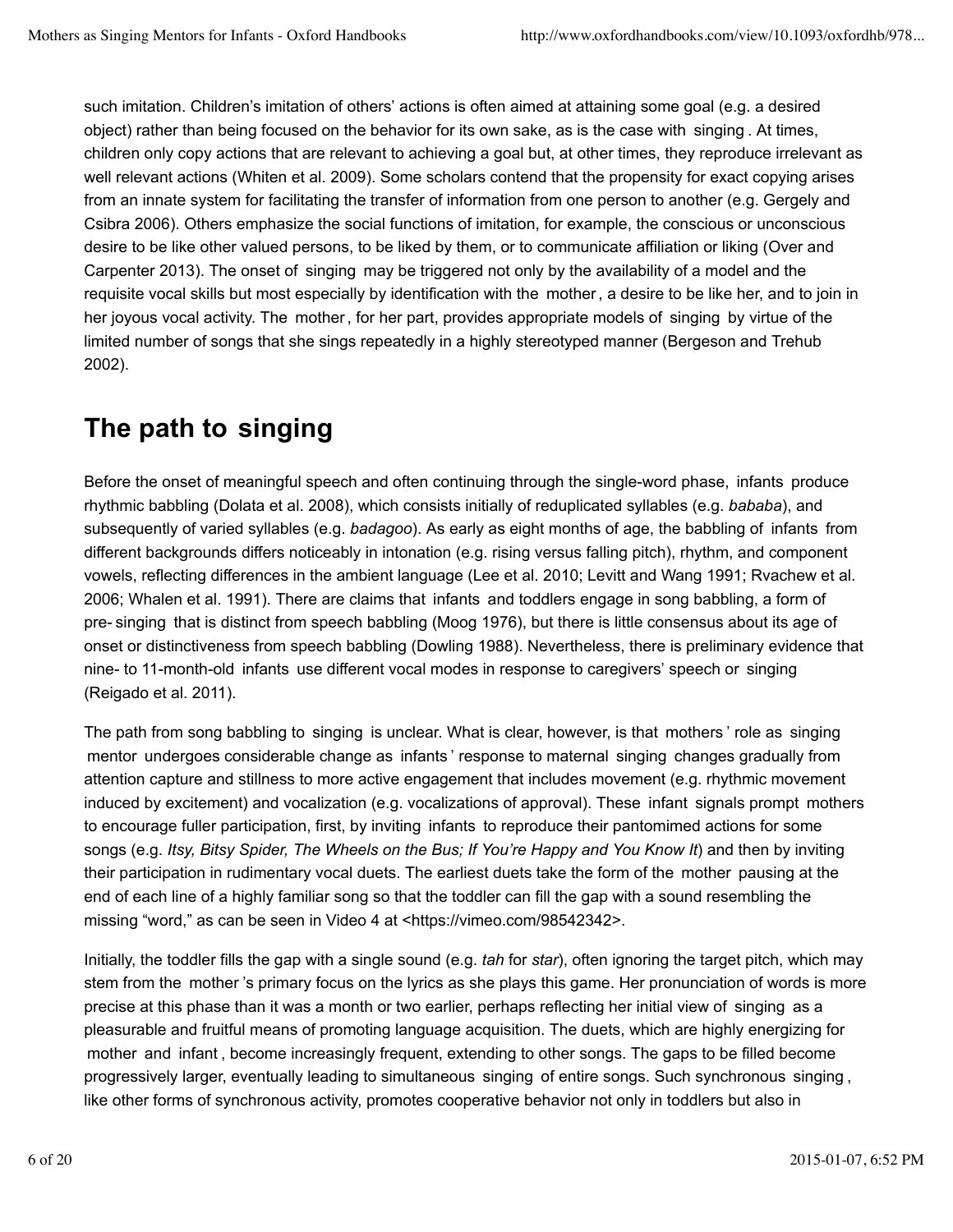such imitation. Children's imitation of others' actions is often aimed at attaining some goal (e.g. a desired object) rather than being focused on the behavior for its own sake, as is the case with singing. At times, children only copy actions that are relevant to achieving a goal but, at other times, they reproduce irrelevant as well relevant actions (Whiten et al. 2009). Some scholars contend that the propensity for exact copying arises from an innate system for facilitating the transfer of information from one person to another (e.g. Gergely and Csibra 2006). Others emphasize the social functions of imitation, for example, the conscious or unconscious desire to be like other valued persons, to be liked by them, or to communicate affiliation or liking (Over and Carpenter 2013). The onset of singing may be triggered not only by the availability of a model and the requisite vocal skills but most especially by identification with the mother, a desire to be like her, and to join in her joyous vocal activity. The mother, for her part, provides appropriate models of singing by virtue of the limited number of songs that she sings repeatedly in a highly stereotyped manner (Bergeson and Trehub 2002).

## The path to singing

Before the onset of meaningful speech and often continuing through the single-word phase, infants produce rhythmic babbling (Dolata et al. 2008), which consists initially of reduplicated syllables (e.g. *bababa*), and subsequently of varied syllables (e.g. *badagoo*). As early as eight months of age, the babbling of infants from different backgrounds differs noticeably in intonation (e.g. rising versus falling pitch), rhythm, and component vowels, reflecting differences in the ambient language (Lee et al. 2010; Levitt and Wang 1991; Rvachew et al. 2006; Whalen et al. 1991). There are claims that infants and toddlers engage in song babbling, a form of pre-singing that is distinct from speech babbling (Moog 1976), but there is little consensus about its age of onset or distinctiveness from speech babbling (Dowling 1988). Nevertheless, there is preliminary evidence that nine- to 11-month-old infants use different vocal modes in response to caregivers' speech or singing (Reigado et al. 2011).

The path from song babbling to singing is unclear. What is clear, however, is that mothers' role as singing mentor undergoes considerable change as infants' response to maternal singing changes gradually from attention capture and stillness to more active engagement that includes movement (e.g. rhythmic movement induced by excitement) and vocalization (e.g. vocalizations of approval). These infant signals prompt mothers to encourage fuller participation, first, by inviting infants to reproduce their pantomimed actions for some songs (e.g. *Itsy, Bitsy Spider, The Wheels on the Bus; If You're Happy and You Know It*) and then by inviting their participation in rudimentary vocal duets. The earliest duets take the form of the mother pausing at the end of each line of a highly familiar song so that the toddler can fill the gap with a sound resembling the missing "word," as can be seen in Video 4 at <https://vimeo.com/98542342>.

Initially, the toddler fills the gap with a single sound (e.g. *tah* for *star*), often ignoring the target pitch, which may stem from the mother's primary focus on the lyrics as she plays this game. Her pronunciation of words is more precise at this phase than it was a month or two earlier, perhaps reflecting her initial view of singing as a pleasurable and fruitful means of promoting language acquisition. The duets, which are highly energizing for mother and infant, become increasingly frequent, extending to other songs. The gaps to be filled become progressively larger, eventually leading to simultaneous singing of entire songs. Such synchronous singing, like other forms of synchronous activity, promotes cooperative behavior not only in toddlers but also in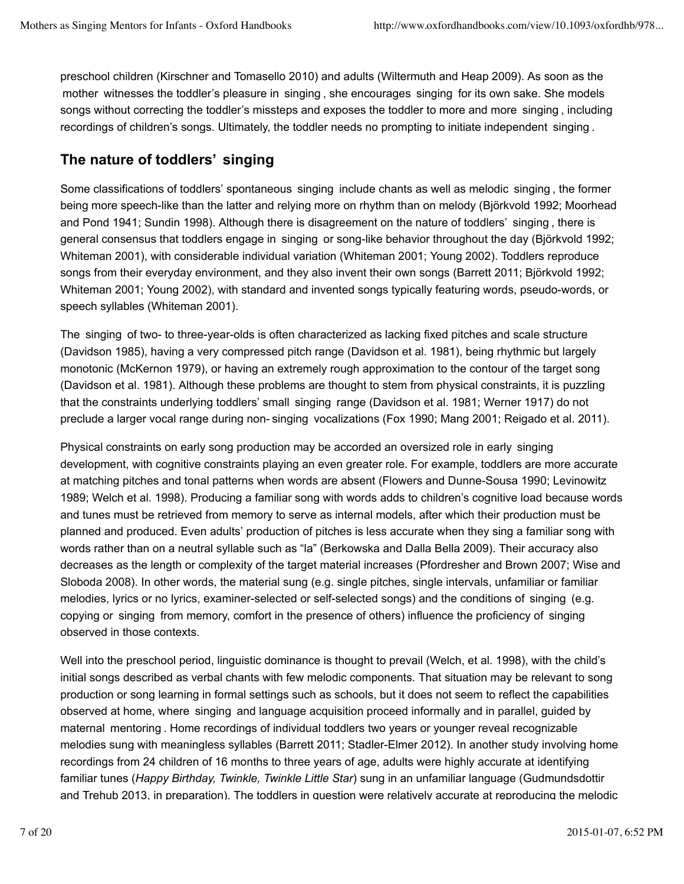preschool children (Kirschner and Tomasello 2010) and adults (Wiltermuth and Heap 2009). As soon as the mother witnesses the toddler's pleasure in singing, she encourages singing for its own sake. She models songs without correcting the toddler's missteps and exposes the toddler to more and more singing, including recordings of children's songs. Ultimately, the toddler needs no prompting to initiate independent singing.

## The nature of toddlers' singing

Some classifications of toddlers' spontaneous singing include chants as well as melodic singing, the former being more speech-like than the latter and relying more on rhythm than on melody (Björkvold 1992; Moorhead and Pond 1941; Sundin 1998). Although there is disagreement on the nature of toddlers' singing, there is general consensus that toddlers engage in singing or song-like behavior throughout the day (Björkvold 1992; Whiteman 2001), with considerable individual variation (Whiteman 2001; Young 2002). Toddlers reproduce songs from their everyday environment, and they also invent their own songs (Barrett 2011; Björkvold 1992; Whiteman 2001; Young 2002), with standard and invented songs typically featuring words, pseudo-words, or speech syllables (Whiteman 2001).

The singing of two- to three-year-olds is often characterized as lacking fixed pitches and scale structure (Davidson 1985), having a very compressed pitch range (Davidson et al. 1981), being rhythmic but largely monotonic (McKernon 1979), or having an extremely rough approximation to the contour of the target song (Davidson et al. 1981). Although these problems are thought to stem from physical constraints, it is puzzling that the constraints underlying toddlers' small singing range (Davidson et al. 1981; Werner 1917) do not preclude a larger vocal range during non-singing vocalizations (Fox 1990; Mang 2001; Reigado et al. 2011).

Physical constraints on early song production may be accorded an oversized role in early singing development, with cognitive constraints playing an even greater role. For example, toddlers are more accurate at matching pitches and tonal patterns when words are absent (Flowers and Dunne-Sousa 1990; Levinowitz 1989; Welch et al. 1998). Producing a familiar song with words adds to children's cognitive load because words and tunes must be retrieved from memory to serve as internal models, after which their production must be planned and produced. Even adults' production of pitches is less accurate when they sing a familiar song with words rather than on a neutral syllable such as "la" (Berkowska and Dalla Bella 2009). Their accuracy also decreases as the length or complexity of the target material increases (Pfordresher and Brown 2007; Wise and Sloboda 2008). In other words, the material sung (e.g. single pitches, single intervals, unfamiliar or familiar melodies, lyrics or no lyrics, examiner-selected or self-selected songs) and the conditions of singing (e.g. copying or singing from memory, comfort in the presence of others) influence the proficiency of singing observed in those contexts.

Well into the preschool period, linguistic dominance is thought to prevail (Welch, et al. 1998), with the child's initial songs described as verbal chants with few melodic components. That situation may be relevant to song production or song learning in formal settings such as schools, but it does not seem to reflect the capabilities observed at home, where singing and language acquisition proceed informally and in parallel, guided by maternal mentoring. Home recordings of individual toddlers two years or younger reveal recognizable melodies sung with meaningless syllables (Barrett 2011; Stadler-Elmer 2012). In another study involving home recordings from 24 children of 16 months to three years of age, adults were highly accurate at identifying familiar tunes (*Happy Birthday, Twinkle, Twinkle Little Star*) sung in an unfamiliar language (Gudmundsdottir and Trehub 2013, in preparation). The toddlers in question were relatively accurate at reproducing the melodic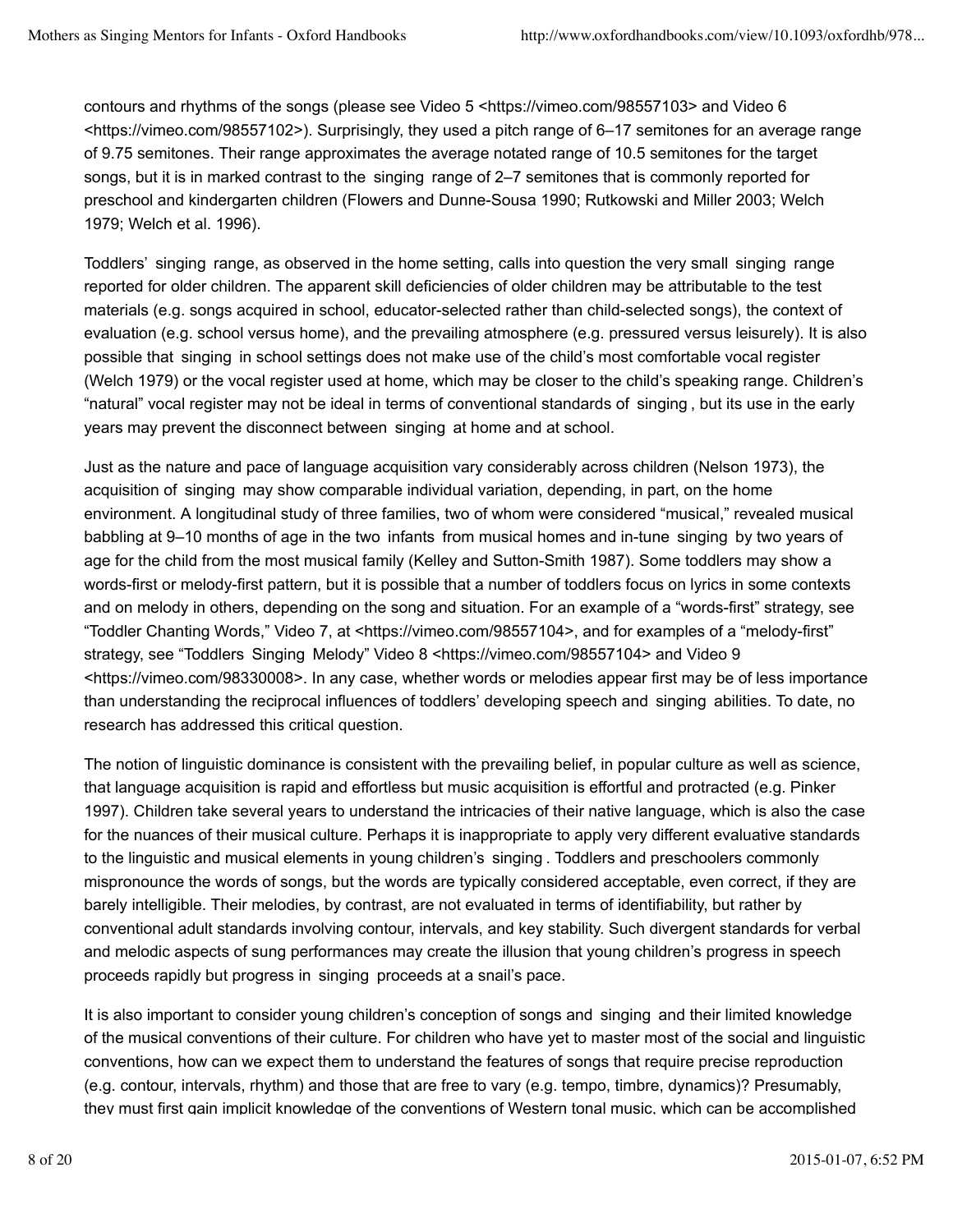contours and rhythms of the songs (please see Video 5 <https://vimeo.com/98557103> and Video 6 <https://vimeo.com/98557102>). Surprisingly, they used a pitch range of 6–17 semitones for an average range of 9.75 semitones. Their range approximates the average notated range of 10.5 semitones for the target songs, but it is in marked contrast to the singing range of 2–7 semitones that is commonly reported for preschool and kindergarten children (Flowers and Dunne-Sousa 1990; Rutkowski and Miller 2003; Welch 1979; Welch et al. 1996).

Toddlers' singing range, as observed in the home setting, calls into question the very small singing range reported for older children. The apparent skill deficiencies of older children may be attributable to the test materials (e.g. songs acquired in school, educator-selected rather than child-selected songs), the context of evaluation (e.g. school versus home), and the prevailing atmosphere (e.g. pressured versus leisurely). It is also possible that singing in school settings does not make use of the child's most comfortable vocal register (Welch 1979) or the vocal register used at home, which may be closer to the child's speaking range. Children's "natural" vocal register may not be ideal in terms of conventional standards of singing, but its use in the early years may prevent the disconnect between singing at home and at school.

Just as the nature and pace of language acquisition vary considerably across children (Nelson 1973), the acquisition of singing may show comparable individual variation, depending, in part, on the home environment. A longitudinal study of three families, two of whom were considered "musical," revealed musical babbling at 9–10 months of age in the two infants from musical homes and in-tune singing by two years of age for the child from the most musical family (Kelley and Sutton-Smith 1987). Some toddlers may show a words-first or melody-first pattern, but it is possible that a number of toddlers focus on lyrics in some contexts and on melody in others, depending on the song and situation. For an example of a "words-first" strategy, see "Toddler Chanting Words," Video 7, at <https://vimeo.com/98557104>, and for examples of a "melody-first" strategy, see "Toddlers Singing Melody" Video 8 <https://vimeo.com/98557104> and Video 9 <https://vimeo.com/98330008>. In any case, whether words or melodies appear first may be of less importance than understanding the reciprocal influences of toddlers' developing speech and singing abilities. To date, no research has addressed this critical question.

The notion of linguistic dominance is consistent with the prevailing belief, in popular culture as well as science, that language acquisition is rapid and effortless but music acquisition is effortful and protracted (e.g. Pinker 1997). Children take several years to understand the intricacies of their native language, which is also the case for the nuances of their musical culture. Perhaps it is inappropriate to apply very different evaluative standards to the linguistic and musical elements in young children's singing. Toddlers and preschoolers commonly mispronounce the words of songs, but the words are typically considered acceptable, even correct, if they are barely intelligible. Their melodies, by contrast, are not evaluated in terms of identifiability, but rather by conventional adult standards involving contour, intervals, and key stability. Such divergent standards for verbal and melodic aspects of sung performances may create the illusion that young children's progress in speech proceeds rapidly but progress in singing proceeds at a snail's pace.

It is also important to consider young children's conception of songs and singing and their limited knowledge of the musical conventions of their culture. For children who have yet to master most of the social and linguistic conventions, how can we expect them to understand the features of songs that require precise reproduction (e.g. contour, intervals, rhythm) and those that are free to vary (e.g. tempo, timbre, dynamics)? Presumably, they must first gain implicit knowledge of the conventions of Western tonal music, which can be accomplished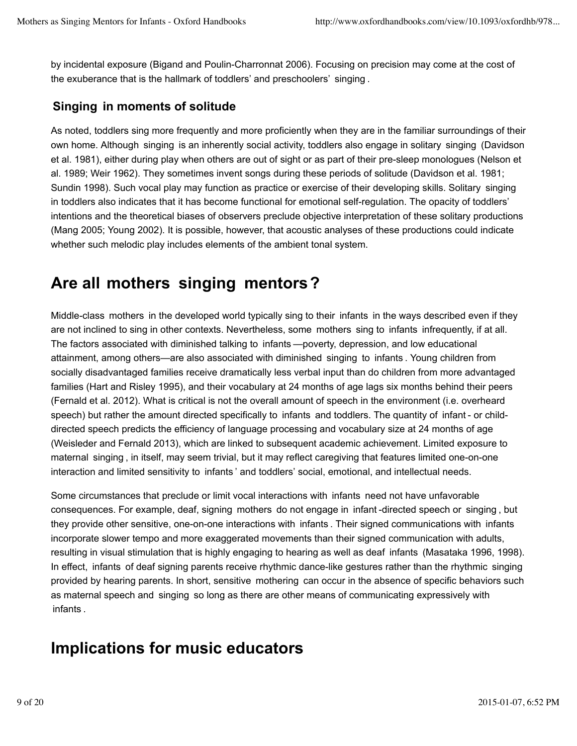by incidental exposure (Bigand and Poulin-Charronnat 2006). Focusing on precision may come at the cost of the exuberance that is the hallmark of toddlers' and preschoolers' singing.

### Singing in moments of solitude

As noted, toddlers sing more frequently and more proficiently when they are in the familiar surroundings of their own home. Although singing is an inherently social activity, toddlers also engage in solitary singing (Davidson et al. 1981), either during play when others are out of sight or as part of their pre-sleep monologues (Nelson et al. 1989; Weir 1962). They sometimes invent songs during these periods of solitude (Davidson et al. 1981; Sundin 1998). Such vocal play may function as practice or exercise of their developing skills. Solitary singing in toddlers also indicates that it has become functional for emotional self-regulation. The opacity of toddlers' intentions and the theoretical biases of observers preclude objective interpretation of these solitary productions (Mang 2005; Young 2002). It is possible, however, that acoustic analyses of these productions could indicate whether such melodic play includes elements of the ambient tonal system.

## Are all mothers singing mentors?

Middle-class mothers in the developed world typically sing to their infants in the ways described even if they are not inclined to sing in other contexts. Nevertheless, some mothers sing to infants infrequently, if at all. The factors associated with diminished talking to infants—poverty, depression, and low educational attainment, among others—are also associated with diminished singing to infants. Young children from socially disadvantaged families receive dramatically less verbal input than do children from more advantaged families (Hart and Risley 1995), and their vocabulary at 24 months of age lags six months behind their peers (Fernald et al. 2012). What is critical is not the overall amount of speech in the environment (i.e. overheard speech) but rather the amount directed specifically to infants and toddlers. The quantity of infant- or child-directed speech predicts the efficiency of language processing and vocabulary size at 24 months of age (Weisleder and Fernald 2013), which are linked to subsequent academic achievement. Limited exposure to maternal singing, in itself, may seem trivial, but it may reflect caregiving that features limited one-on-one interaction and limited sensitivity to infants' and toddlers' social, emotional, and intellectual needs.

Some circumstances that preclude or limit vocal interactions with infants need not have unfavorable consequences. For example, deaf, signing mothers do not engage in infant-directed speech or singing, but they provide other sensitive, one-on-one interactions with infants. Their signed communications with infants incorporate slower tempo and more exaggerated movements than their signed communication with adults, resulting in visual stimulation that is highly engaging to hearing as well as deaf infants (Masataka 1996, 1998). In effect, infants of deaf signing parents receive rhythmic dance-like gestures rather than the rhythmic singing provided by hearing parents. In short, sensitive mothering can occur in the absence of specific behaviors such as maternal speech and singing so long as there are other means of communicating expressively with infants.

## Implications for music educators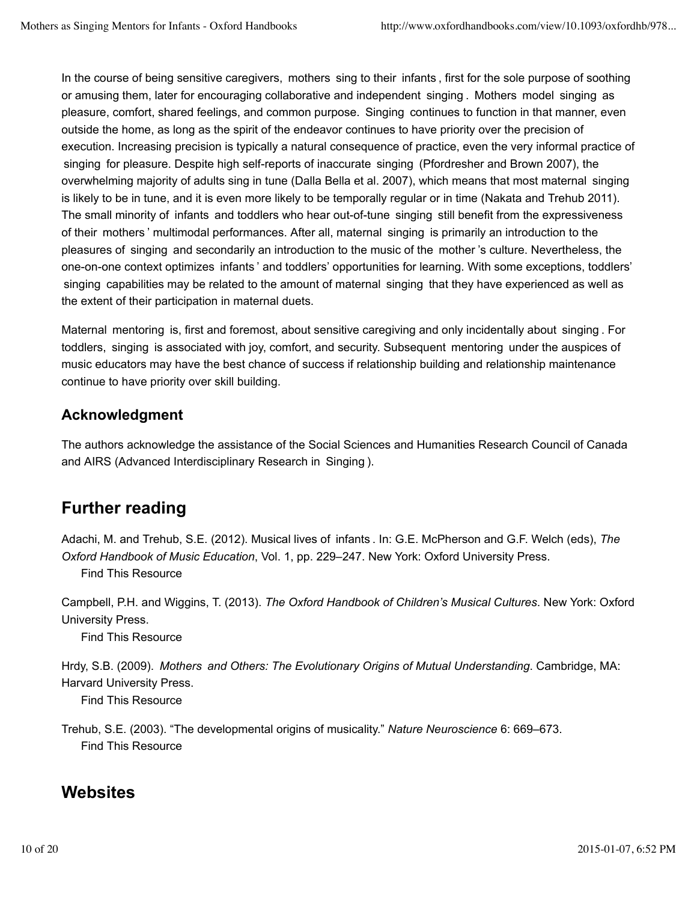In the course of being sensitive caregivers, mothers sing to their infants, first for the sole purpose of soothing or amusing them, later for encouraging collaborative and independent singing. Mothers model singing as pleasure, comfort, shared feelings, and common purpose. Singing continues to function in that manner, even outside the home, as long as the spirit of the endeavor continues to have priority over the precision of execution. Increasing precision is typically a natural consequence of practice, even the very informal practice of singing for pleasure. Despite high self-reports of inaccurate singing (Pfordresher and Brown 2007), the overwhelming majority of adults sing in tune (Dalla Bella et al. 2007), which means that most maternal singing is likely to be in tune, and it is even more likely to be temporally regular or in time (Nakata and Trehub 2011). The small minority of infants and toddlers who hear out-of-tune singing still benefit from the expressiveness of their mothers' multimodal performances. After all, maternal singing is primarily an introduction to the pleasures of singing and secondarily an introduction to the music of the mother's culture. Nevertheless, the one-on-one context optimizes infants' and toddlers' opportunities for learning. With some exceptions, toddlers' singing capabilities may be related to the amount of maternal singing that they have experienced as well as the extent of their participation in maternal duets.

Maternal mentoring is, first and foremost, about sensitive caregiving and only incidentally about singing. For toddlers, singing is associated with joy, comfort, and security. Subsequent mentoring under the auspices of music educators may have the best chance of success if relationship building and relationship maintenance continue to have priority over skill building.

### Acknowledgment

The authors acknowledge the assistance of the Social Sciences and Humanities Research Council of Canada and AIRS (Advanced Interdisciplinary Research in Singing).

## Further reading

Adachi, M. and Trehub, S.E. (2012). Musical lives of infants. In: G.E. McPherson and G.F. Welch (eds), *The Oxford Handbook of Music Education*, Vol. 1, pp. 229–247. New York: Oxford University Press.
Find This Resource

Campbell, P.H. and Wiggins, T. (2013). *The Oxford Handbook of Children's Musical Cultures*. New York: Oxford University Press.
Find This Resource

Hrdy, S.B. (2009). *Mothers and Others: The Evolutionary Origins of Mutual Understanding*. Cambridge, MA: Harvard University Press.
Find This Resource

Trehub, S.E. (2003). "The developmental origins of musicality." *Nature Neuroscience* 6: 669–673.
Find This Resource

## Websites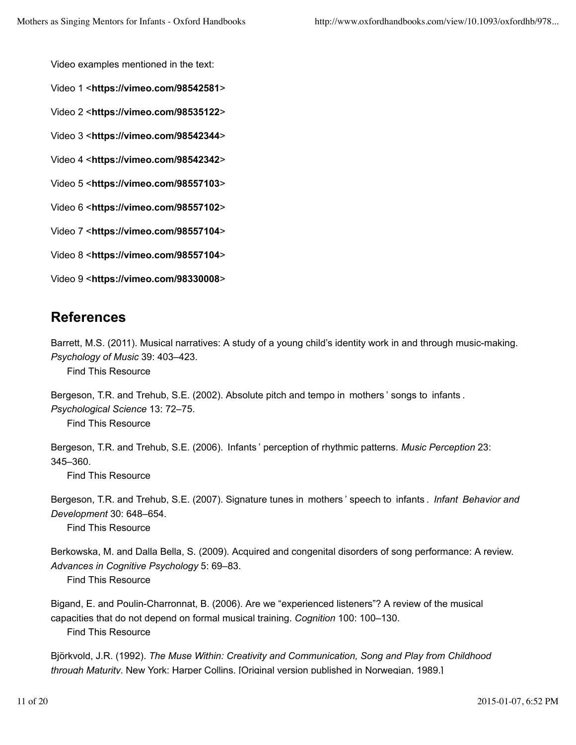Video examples mentioned in the text:

Video 1 <**https://vimeo.com/98542581**>

Video 2 <**https://vimeo.com/98535122**>

Video 3 <**https://vimeo.com/98542344**>

Video 4 <**https://vimeo.com/98542342**>

Video 5 <**https://vimeo.com/98557103**>

Video 6 <**https://vimeo.com/98557102**>

Video 7 <**https://vimeo.com/98557104**>

Video 8 <**https://vimeo.com/98557104**>

Video 9 <**https://vimeo.com/98330008**>

## References

Barrett, M.S. (2011). Musical narratives: A study of a young child's identity work in and through music-making. *Psychology of Music* 39: 403–423.
Find This Resource

Bergeson, T.R. and Trehub, S.E. (2002). Absolute pitch and tempo in mothers' songs to infants. *Psychological Science* 13: 72–75.
Find This Resource

Bergeson, T.R. and Trehub, S.E. (2006). Infants' perception of rhythmic patterns. *Music Perception* 23: 345–360.
Find This Resource

Bergeson, T.R. and Trehub, S.E. (2007). Signature tunes in mothers' speech to infants. *Infant Behavior and Development* 30: 648–654.
Find This Resource

Berkowska, M. and Dalla Bella, S. (2009). Acquired and congenital disorders of song performance: A review. *Advances in Cognitive Psychology* 5: 69–83.
Find This Resource

Bigand, E. and Poulin-Charronnat, B. (2006). Are we "experienced listeners"? A review of the musical capacities that do not depend on formal musical training. *Cognition* 100: 100–130.
Find This Resource

Björkvold, J.R. (1992). *The Muse Within: Creativity and Communication, Song and Play from Childhood through Maturity*. New York: Harper Collins. [Original version published in Norwegian, 1989.]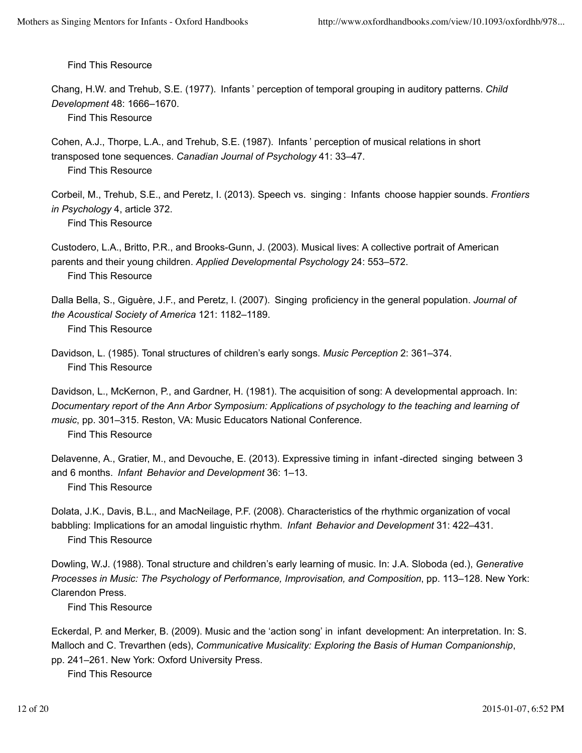Find This Resource

Chang, H.W. and Trehub, S.E. (1977). Infants' perception of temporal grouping in auditory patterns. *Child Development* 48: 1666–1670.

Find This Resource

Cohen, A.J., Thorpe, L.A., and Trehub, S.E. (1987). Infants' perception of musical relations in short transposed tone sequences. *Canadian Journal of Psychology* 41: 33–47.

Find This Resource

Corbeil, M., Trehub, S.E., and Peretz, I. (2013). Speech vs. singing: Infants choose happier sounds. *Frontiers in Psychology* 4, article 372.

Find This Resource

Custodero, L.A., Britto, P.R., and Brooks-Gunn, J. (2003). Musical lives: A collective portrait of American parents and their young children. *Applied Developmental Psychology* 24: 553–572.

Find This Resource

Dalla Bella, S., Giguère, J.F., and Peretz, I. (2007). Singing proficiency in the general population. *Journal of the Acoustical Society of America* 121: 1182–1189.

Find This Resource

Davidson, L. (1985). Tonal structures of children's early songs. *Music Perception* 2: 361–374.

Find This Resource

Davidson, L., McKernon, P., and Gardner, H. (1981). The acquisition of song: A developmental approach. In: *Documentary report of the Ann Arbor Symposium: Applications of psychology to the teaching and learning of music*, pp. 301–315. Reston, VA: Music Educators National Conference.

Find This Resource

Delavenne, A., Gratier, M., and Devouche, E. (2013). Expressive timing in infant-directed singing between 3 and 6 months. *Infant Behavior and Development* 36: 1–13.

Find This Resource

Dolata, J.K., Davis, B.L., and MacNeilage, P.F. (2008). Characteristics of the rhythmic organization of vocal babbling: Implications for an amodal linguistic rhythm. *Infant Behavior and Development* 31: 422–431.

Find This Resource

Dowling, W.J. (1988). Tonal structure and children's early learning of music. In: J.A. Sloboda (ed.), *Generative Processes in Music: The Psychology of Performance, Improvisation, and Composition*, pp. 113–128. New York: Clarendon Press.

Find This Resource

Eckerdal, P. and Merker, B. (2009). Music and the 'action song' in infant development: An interpretation. In: S. Malloch and C. Trevarthen (eds), *Communicative Musicality: Exploring the Basis of Human Companionship*, pp. 241–261. New York: Oxford University Press.

Find This Resource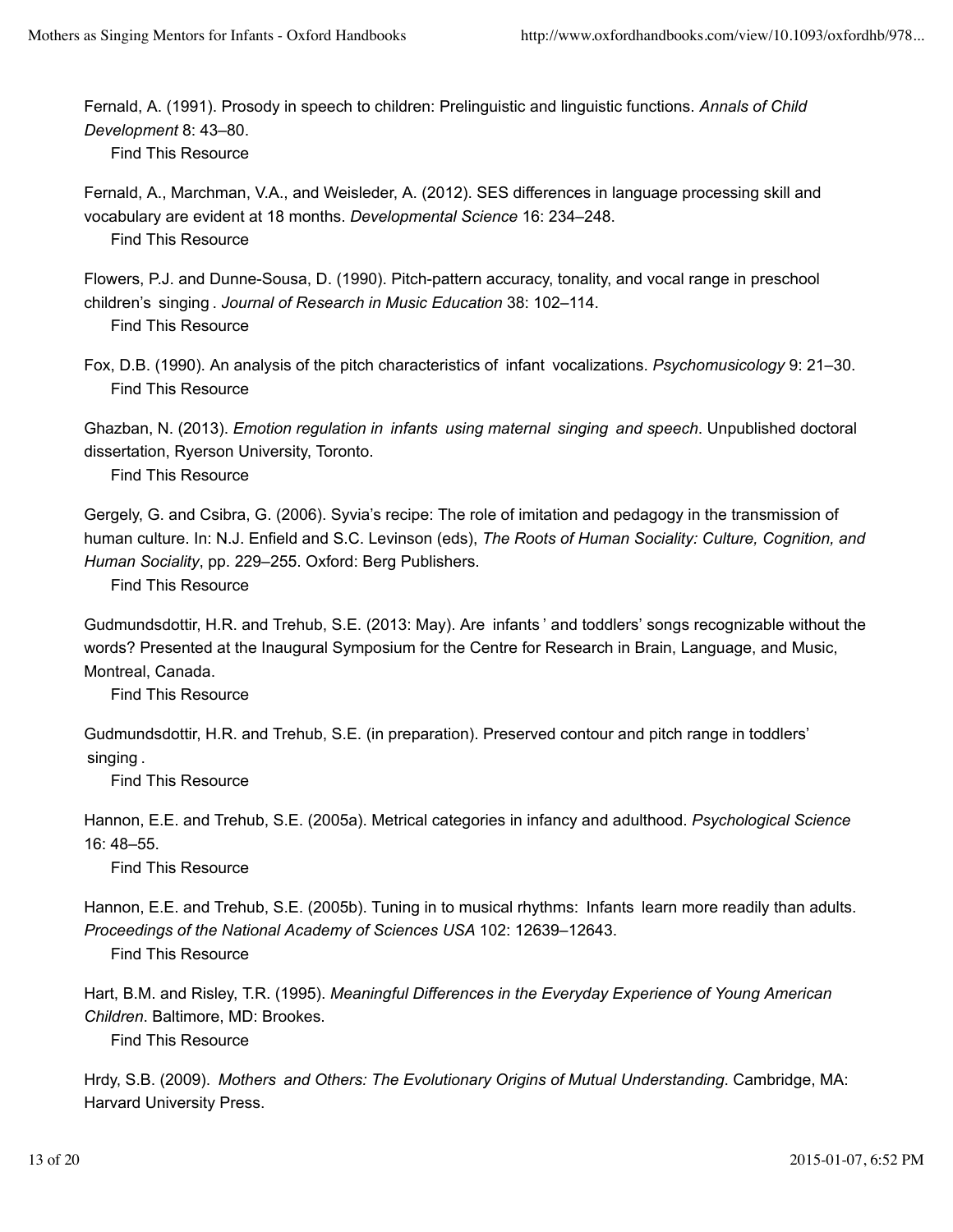Fernald, A. (1991). Prosody in speech to children: Prelinguistic and linguistic functions. *Annals of Child Development* 8: 43–80.
Find This Resource

Fernald, A., Marchman, V.A., and Weisleder, A. (2012). SES differences in language processing skill and vocabulary are evident at 18 months. *Developmental Science* 16: 234–248.
Find This Resource

Flowers, P.J. and Dunne-Sousa, D. (1990). Pitch-pattern accuracy, tonality, and vocal range in preschool children's singing. *Journal of Research in Music Education* 38: 102–114.
Find This Resource

Fox, D.B. (1990). An analysis of the pitch characteristics of infant vocalizations. *Psychomusicology* 9: 21–30.
Find This Resource

Ghazban, N. (2013). *Emotion regulation in infants using maternal singing and speech*. Unpublished doctoral dissertation, Ryerson University, Toronto.
Find This Resource

Gergely, G. and Csibra, G. (2006). Syvia's recipe: The role of imitation and pedagogy in the transmission of human culture. In: N.J. Enfield and S.C. Levinson (eds), *The Roots of Human Sociality: Culture, Cognition, and Human Sociality*, pp. 229–255. Oxford: Berg Publishers.
Find This Resource

Gudmundsdottir, H.R. and Trehub, S.E. (2013: May). Are infants' and toddlers' songs recognizable without the words? Presented at the Inaugural Symposium for the Centre for Research in Brain, Language, and Music, Montreal, Canada.
Find This Resource

Gudmundsdottir, H.R. and Trehub, S.E. (in preparation). Preserved contour and pitch range in toddlers' singing.
Find This Resource

Hannon, E.E. and Trehub, S.E. (2005a). Metrical categories in infancy and adulthood. *Psychological Science* 16: 48–55.
Find This Resource

Hannon, E.E. and Trehub, S.E. (2005b). Tuning in to musical rhythms: Infants learn more readily than adults. *Proceedings of the National Academy of Sciences USA* 102: 12639–12643.
Find This Resource

Hart, B.M. and Risley, T.R. (1995). *Meaningful Differences in the Everyday Experience of Young American Children*. Baltimore, MD: Brookes.
Find This Resource

Hrdy, S.B. (2009). *Mothers and Others: The Evolutionary Origins of Mutual Understanding*. Cambridge, MA: Harvard University Press.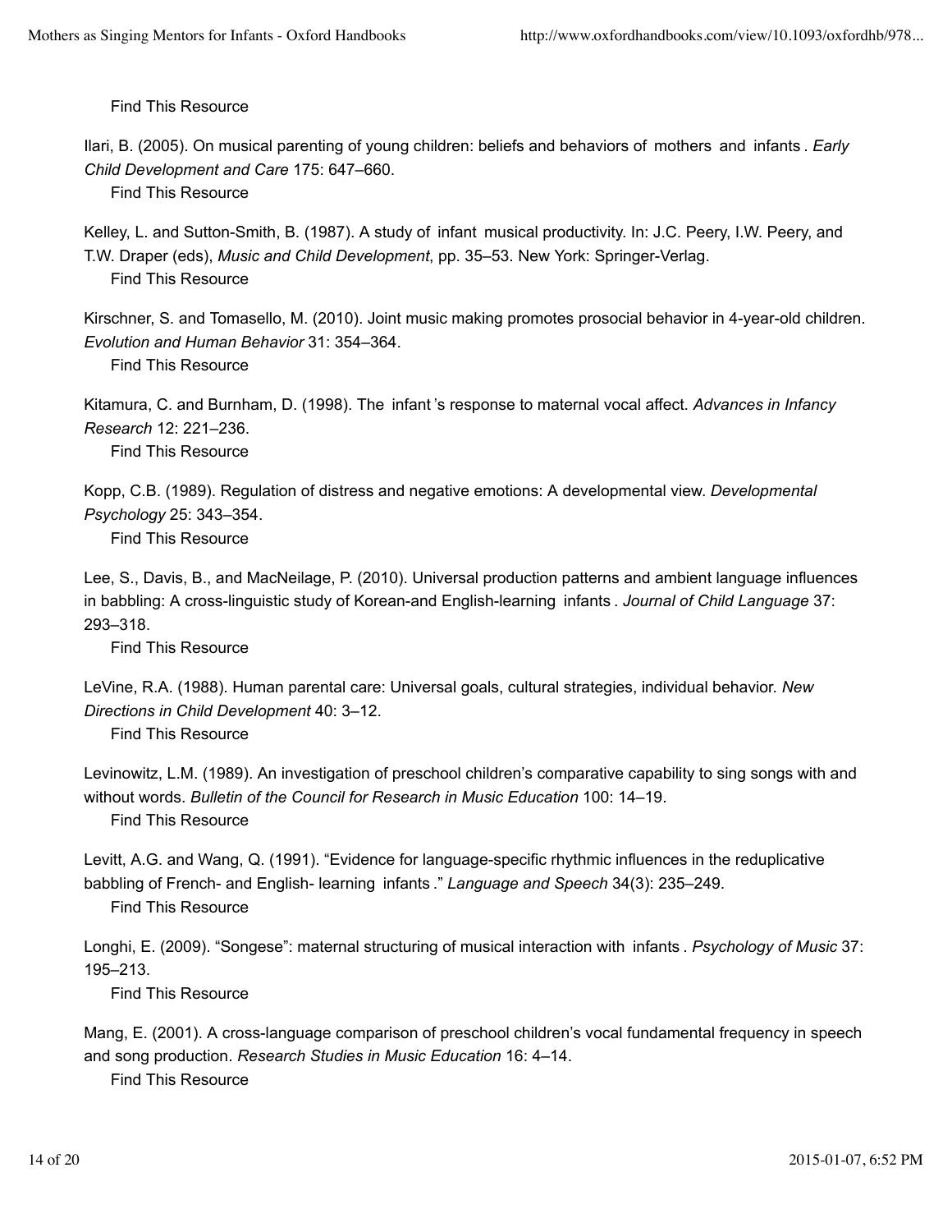Find This Resource

Ilari, B. (2005). On musical parenting of young children: beliefs and behaviors of mothers and infants. *Early Child Development and Care* 175: 647–660.

Find This Resource

Kelley, L. and Sutton-Smith, B. (1987). A study of infant musical productivity. In: J.C. Peery, I.W. Peery, and T.W. Draper (eds), *Music and Child Development*, pp. 35–53. New York: Springer-Verlag.

Find This Resource

Kirschner, S. and Tomasello, M. (2010). Joint music making promotes prosocial behavior in 4-year-old children. *Evolution and Human Behavior* 31: 354–364.

Find This Resource

Kitamura, C. and Burnham, D. (1998). The infant's response to maternal vocal affect. *Advances in Infancy Research* 12: 221–236.

Find This Resource

Kopp, C.B. (1989). Regulation of distress and negative emotions: A developmental view. *Developmental Psychology* 25: 343–354.

Find This Resource

Lee, S., Davis, B., and MacNeilage, P. (2010). Universal production patterns and ambient language influences in babbling: A cross-linguistic study of Korean-and English-learning infants. *Journal of Child Language* 37: 293–318.

Find This Resource

LeVine, R.A. (1988). Human parental care: Universal goals, cultural strategies, individual behavior. *New Directions in Child Development* 40: 3–12.

Find This Resource

Levinowitz, L.M. (1989). An investigation of preschool children's comparative capability to sing songs with and without words. *Bulletin of the Council for Research in Music Education* 100: 14–19.

Find This Resource

Levitt, A.G. and Wang, Q. (1991). "Evidence for language-specific rhythmic influences in the reduplicative babbling of French- and English- learning infants." *Language and Speech* 34(3): 235–249.

Find This Resource

Longhi, E. (2009). "Songese": maternal structuring of musical interaction with infants. *Psychology of Music* 37: 195–213.

Find This Resource

Mang, E. (2001). A cross-language comparison of preschool children's vocal fundamental frequency in speech and song production. *Research Studies in Music Education* 16: 4–14.

Find This Resource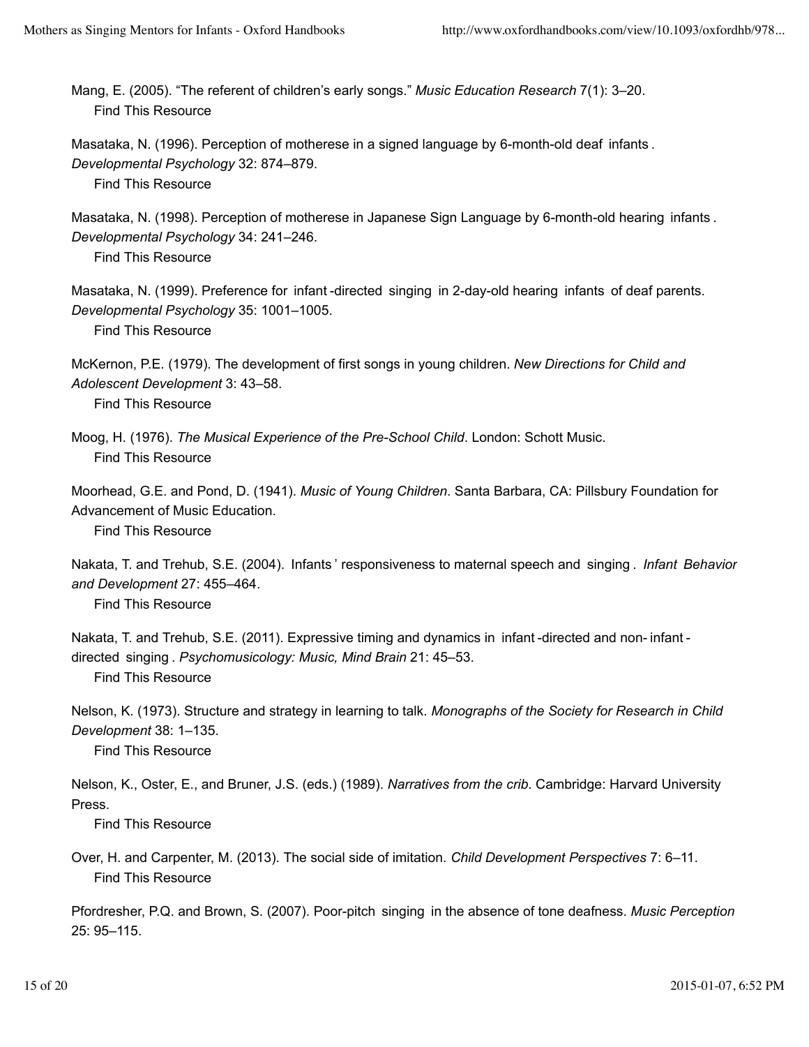Mang, E. (2005). “The referent of children’s early songs.” *Music Education Research* 7(1): 3–20.
Find This Resource

Masataka, N. (1996). Perception of motherese in a signed language by 6-month-old deaf infants. *Developmental Psychology* 32: 874–879.
Find This Resource

Masataka, N. (1998). Perception of motherese in Japanese Sign Language by 6-month-old hearing infants. *Developmental Psychology* 34: 241–246.
Find This Resource

Masataka, N. (1999). Preference for infant-directed singing in 2-day-old hearing infants of deaf parents. *Developmental Psychology* 35: 1001–1005.
Find This Resource

McKernon, P.E. (1979). The development of first songs in young children. *New Directions for Child and Adolescent Development* 3: 43–58.
Find This Resource

Moog, H. (1976). *The Musical Experience of the Pre-School Child*. London: Schott Music.
Find This Resource

Moorhead, G.E. and Pond, D. (1941). *Music of Young Children*. Santa Barbara, CA: Pillsbury Foundation for Advancement of Music Education.
Find This Resource

Nakata, T. and Trehub, S.E. (2004). Infants’ responsiveness to maternal speech and singing. *Infant Behavior and Development* 27: 455–464.
Find This Resource

Nakata, T. and Trehub, S.E. (2011). Expressive timing and dynamics in infant-directed and non-infant-directed singing. *Psychomusicology: Music, Mind Brain* 21: 45–53.
Find This Resource

Nelson, K. (1973). Structure and strategy in learning to talk. *Monographs of the Society for Research in Child Development* 38: 1–135.
Find This Resource

Nelson, K., Oster, E., and Bruner, J.S. (eds.) (1989). *Narratives from the crib*. Cambridge: Harvard University Press.
Find This Resource

Over, H. and Carpenter, M. (2013). The social side of imitation. *Child Development Perspectives* 7: 6–11.
Find This Resource

Pfordresher, P.Q. and Brown, S. (2007). Poor-pitch singing in the absence of tone deafness. *Music Perception* 25: 95–115.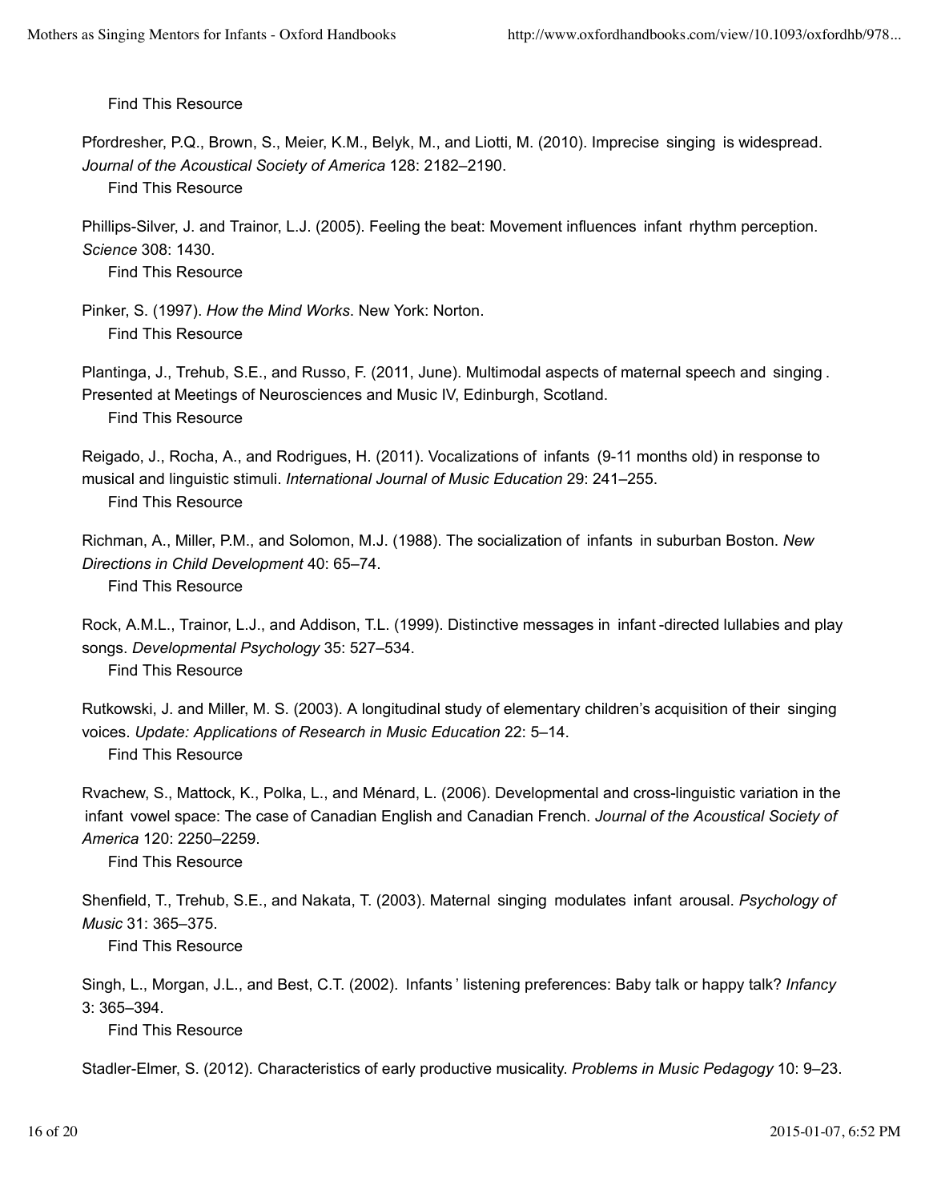Find This Resource

Pfordresher, P.Q., Brown, S., Meier, K.M., Belyk, M., and Liotti, M. (2010). Imprecise singing is widespread. *Journal of the Acoustical Society of America* 128: 2182–2190.

Find This Resource

Phillips-Silver, J. and Trainor, L.J. (2005). Feeling the beat: Movement influences infant rhythm perception. *Science* 308: 1430.

Find This Resource

Pinker, S. (1997). *How the Mind Works*. New York: Norton.

Find This Resource

Plantinga, J., Trehub, S.E., and Russo, F. (2011, June). Multimodal aspects of maternal speech and singing. Presented at Meetings of Neurosciences and Music IV, Edinburgh, Scotland.

Find This Resource

Reigado, J., Rocha, A., and Rodrigues, H. (2011). Vocalizations of infants (9-11 months old) in response to musical and linguistic stimuli. *International Journal of Music Education* 29: 241–255.

Find This Resource

Richman, A., Miller, P.M., and Solomon, M.J. (1988). The socialization of infants in suburban Boston. *New Directions in Child Development* 40: 65–74.

Find This Resource

Rock, A.M.L., Trainor, L.J., and Addison, T.L. (1999). Distinctive messages in infant-directed lullabies and play songs. *Developmental Psychology* 35: 527–534.

Find This Resource

Rutkowski, J. and Miller, M. S. (2003). A longitudinal study of elementary children's acquisition of their singing voices. *Update: Applications of Research in Music Education* 22: 5–14.

Find This Resource

Rvachew, S., Mattock, K., Polka, L., and Ménard, L. (2006). Developmental and cross-linguistic variation in the infant vowel space: The case of Canadian English and Canadian French. *Journal of the Acoustical Society of America* 120: 2250–2259.

Find This Resource

Shenfield, T., Trehub, S.E., and Nakata, T. (2003). Maternal singing modulates infant arousal. *Psychology of Music* 31: 365–375.

Find This Resource

Singh, L., Morgan, J.L., and Best, C.T. (2002). Infants' listening preferences: Baby talk or happy talk? *Infancy* 3: 365–394.

Find This Resource

Stadler-Elmer, S. (2012). Characteristics of early productive musicality. *Problems in Music Pedagogy* 10: 9–23.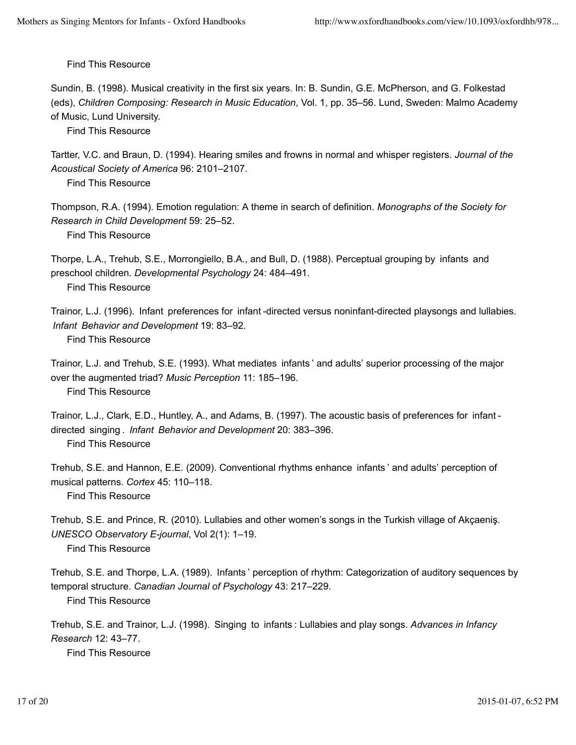Find This Resource

Sundin, B. (1998). Musical creativity in the first six years. In: B. Sundin, G.E. McPherson, and G. Folkestad (eds), *Children Composing: Research in Music Education*, Vol. 1, pp. 35–56. Lund, Sweden: Malmo Academy of Music, Lund University.

Find This Resource

Tartter, V.C. and Braun, D. (1994). Hearing smiles and frowns in normal and whisper registers. *Journal of the Acoustical Society of America* 96: 2101–2107.

Find This Resource

Thompson, R.A. (1994). Emotion regulation: A theme in search of definition. *Monographs of the Society for Research in Child Development* 59: 25–52.

Find This Resource

Thorpe, L.A., Trehub, S.E., Morrongiello, B.A., and Bull, D. (1988). Perceptual grouping by infants and preschool children. *Developmental Psychology* 24: 484–491.

Find This Resource

Trainor, L.J. (1996). Infant preferences for infant-directed versus noninfant-directed playsongs and lullabies. *Infant Behavior and Development* 19: 83–92.

Find This Resource

Trainor, L.J. and Trehub, S.E. (1993). What mediates infants' and adults' superior processing of the major over the augmented triad? *Music Perception* 11: 185–196.

Find This Resource

Trainor, L.J., Clark, E.D., Huntley, A., and Adams, B. (1997). The acoustic basis of preferences for infant-directed singing. *Infant Behavior and Development* 20: 383–396.

Find This Resource

Trehub, S.E. and Hannon, E.E. (2009). Conventional rhythms enhance infants' and adults' perception of musical patterns. *Cortex* 45: 110–118.

Find This Resource

Trehub, S.E. and Prince, R. (2010). Lullabies and other women's songs in the Turkish village of Akçaeniş. *UNESCO Observatory E-journal*, Vol 2(1): 1–19.

Find This Resource

Trehub, S.E. and Thorpe, L.A. (1989). Infants' perception of rhythm: Categorization of auditory sequences by temporal structure. *Canadian Journal of Psychology* 43: 217–229.

Find This Resource

Trehub, S.E. and Trainor, L.J. (1998). Singing to infants: Lullabies and play songs. *Advances in Infancy Research* 12: 43–77.

Find This Resource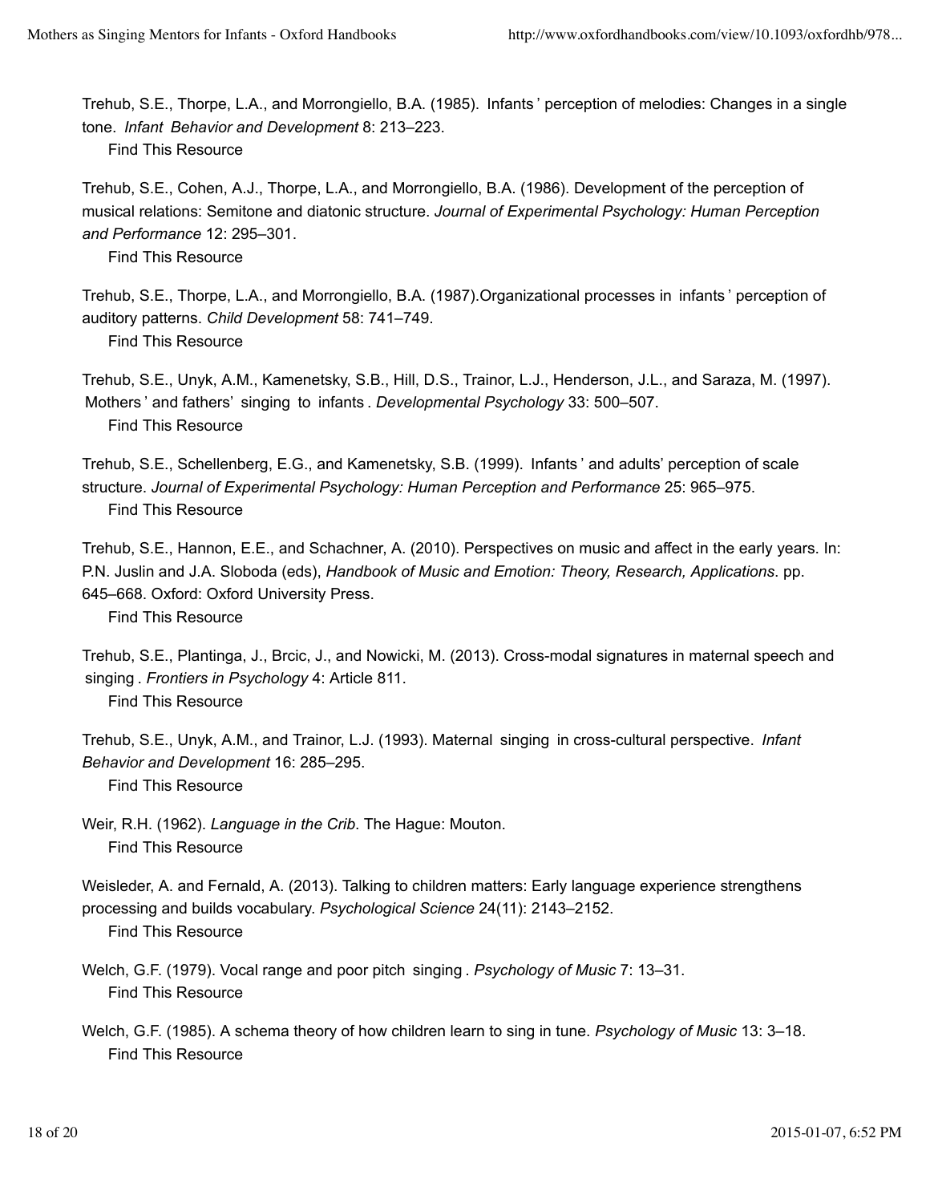Trehub, S.E., Thorpe, L.A., and Morrongiello, B.A. (1985). Infants' perception of melodies: Changes in a single tone. *Infant Behavior and Development* 8: 213–223.
Find This Resource

Trehub, S.E., Cohen, A.J., Thorpe, L.A., and Morrongiello, B.A. (1986). Development of the perception of musical relations: Semitone and diatonic structure. *Journal of Experimental Psychology: Human Perception and Performance* 12: 295–301.
Find This Resource

Trehub, S.E., Thorpe, L.A., and Morrongiello, B.A. (1987).Organizational processes in infants' perception of auditory patterns. *Child Development* 58: 741–749.
Find This Resource

Trehub, S.E., Unyk, A.M., Kamenetsky, S.B., Hill, D.S., Trainor, L.J., Henderson, J.L., and Saraza, M. (1997). Mothers' and fathers' singing to infants. *Developmental Psychology* 33: 500–507.
Find This Resource

Trehub, S.E., Schellenberg, E.G., and Kamenetsky, S.B. (1999). Infants' and adults' perception of scale structure. *Journal of Experimental Psychology: Human Perception and Performance* 25: 965–975.
Find This Resource

Trehub, S.E., Hannon, E.E., and Schachner, A. (2010). Perspectives on music and affect in the early years. In: P.N. Juslin and J.A. Sloboda (eds), *Handbook of Music and Emotion: Theory, Research, Applications*. pp. 645–668. Oxford: Oxford University Press.
Find This Resource

Trehub, S.E., Plantinga, J., Brcic, J., and Nowicki, M. (2013). Cross-modal signatures in maternal speech and singing. *Frontiers in Psychology* 4: Article 811.
Find This Resource

Trehub, S.E., Unyk, A.M., and Trainor, L.J. (1993). Maternal singing in cross-cultural perspective. *Infant Behavior and Development* 16: 285–295.
Find This Resource

Weir, R.H. (1962). *Language in the Crib*. The Hague: Mouton.
Find This Resource

Weisleder, A. and Fernald, A. (2013). Talking to children matters: Early language experience strengthens processing and builds vocabulary. *Psychological Science* 24(11): 2143–2152.
Find This Resource

Welch, G.F. (1979). Vocal range and poor pitch singing. *Psychology of Music* 7: 13–31.
Find This Resource

Welch, G.F. (1985). A schema theory of how children learn to sing in tune. *Psychology of Music* 13: 3–18.
Find This Resource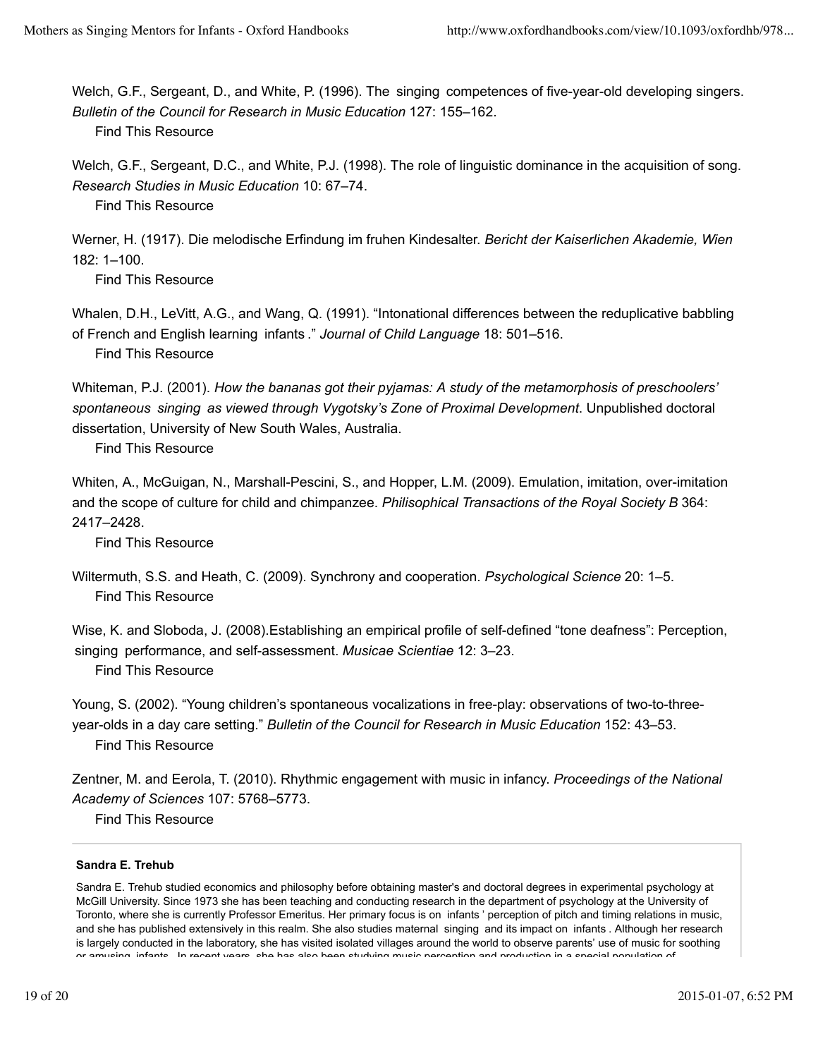Welch, G.F., Sergeant, D., and White, P. (1996). The singing competences of five-year-old developing singers. *Bulletin of the Council for Research in Music Education* 127: 155–162.
Find This Resource

Welch, G.F., Sergeant, D.C., and White, P.J. (1998). The role of linguistic dominance in the acquisition of song. *Research Studies in Music Education* 10: 67–74.
Find This Resource

Werner, H. (1917). Die melodische Erfindung im fruhen Kindesalter. *Bericht der Kaiserlichen Akademie, Wien* 182: 1–100.
Find This Resource

Whalen, D.H., LeVitt, A.G., and Wang, Q. (1991). "Intonational differences between the reduplicative babbling of French and English learning infants ." *Journal of Child Language* 18: 501–516.
Find This Resource

Whiteman, P.J. (2001). *How the bananas got their pyjamas: A study of the metamorphosis of preschoolers' spontaneous singing as viewed through Vygotsky's Zone of Proximal Development*. Unpublished doctoral dissertation, University of New South Wales, Australia.
Find This Resource

Whiten, A., McGuigan, N., Marshall-Pescini, S., and Hopper, L.M. (2009). Emulation, imitation, over-imitation and the scope of culture for child and chimpanzee. *Philisophical Transactions of the Royal Society B* 364: 2417–2428.
Find This Resource

Wiltermuth, S.S. and Heath, C. (2009). Synchrony and cooperation. *Psychological Science* 20: 1–5.
Find This Resource

Wise, K. and Sloboda, J. (2008).Establishing an empirical profile of self-defined "tone deafness": Perception, singing performance, and self-assessment. *Musicae Scientiae* 12: 3–23.
Find This Resource

Young, S. (2002). "Young children's spontaneous vocalizations in free-play: observations of two-to-three-year-olds in a day care setting." *Bulletin of the Council for Research in Music Education* 152: 43–53.
Find This Resource

Zentner, M. and Eerola, T. (2010). Rhythmic engagement with music in infancy. *Proceedings of the National Academy of Sciences* 107: 5768–5773.
Find This Resource

**Sandra E. Trehub**

Sandra E. Trehub studied economics and philosophy before obtaining master's and doctoral degrees in experimental psychology at McGill University. Since 1973 she has been teaching and conducting research in the department of psychology at the University of Toronto, where she is currently Professor Emeritus. Her primary focus is on infants ' perception of pitch and timing relations in music, and she has published extensively in this realm. She also studies maternal singing and its impact on infants . Although her research is largely conducted in the laboratory, she has visited isolated villages around the world to observe parents' use of music for soothing or amusing infants. In recent years, she has also been studying music perception and production in a special population of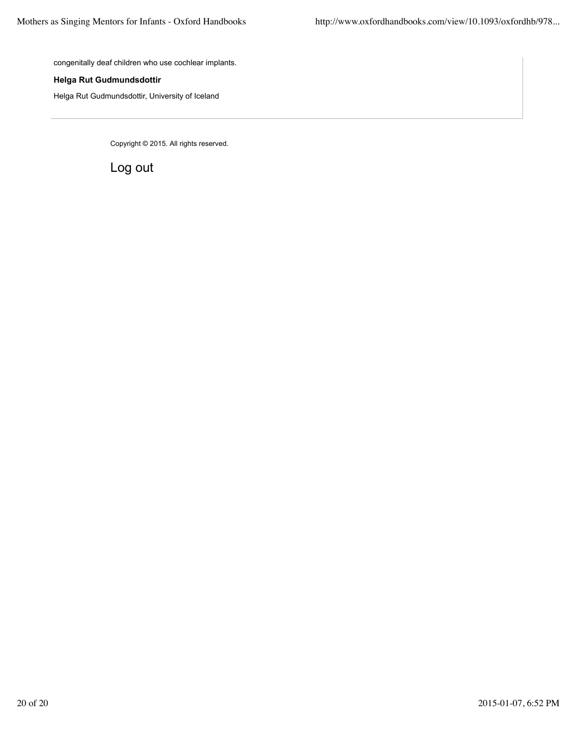congenitally deaf children who use cochlear implants.

**Helga Rut Gudmundsdottir**

Helga Rut Gudmundsdottir, University of Iceland

Copyright © 2015. All rights reserved.

Log out